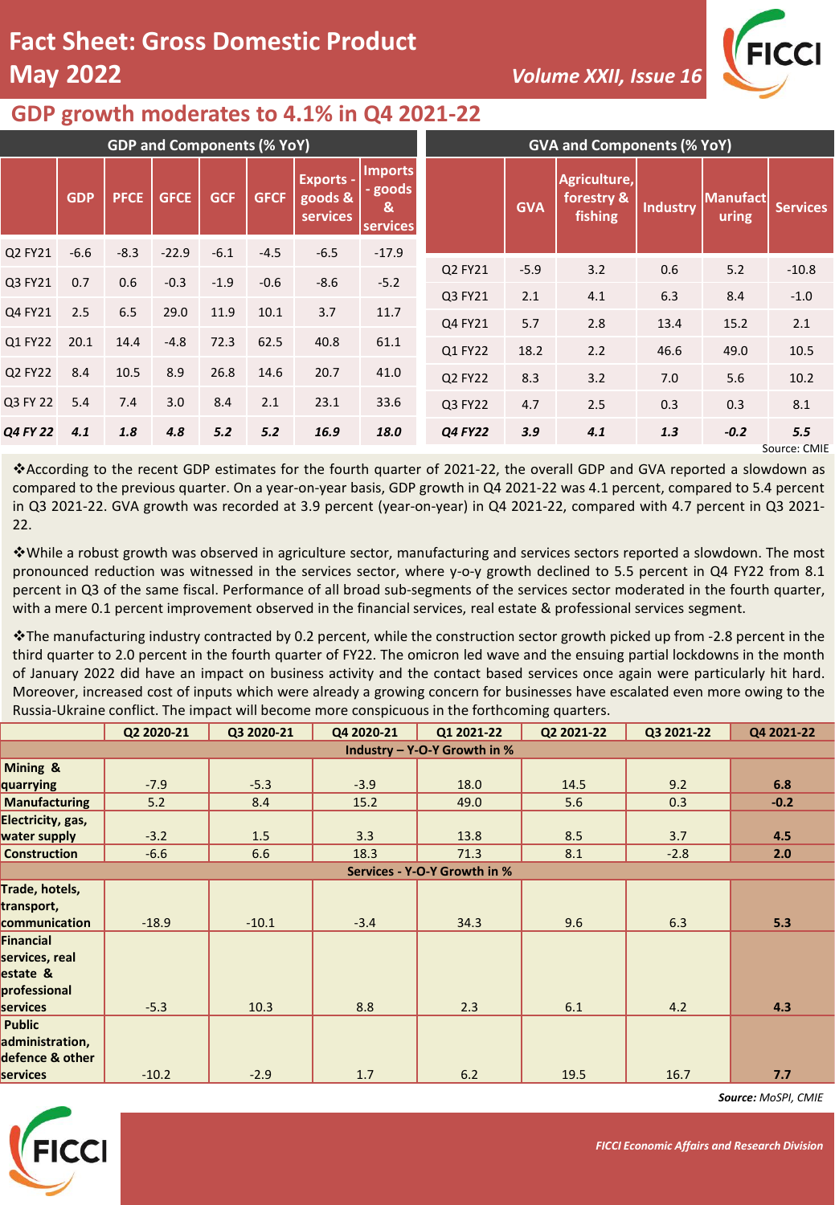# Fact Sheet: Gross Domestic Product
## May 2022

*Volume XXII, Issue 16*

## GDP growth moderates to 4.1% in Q4 2021-22

**GDP and Components (% YoY)**

| | GDP | PFCE | GFCE | GCF | GFCF | Exports - goods & services | Imports - goods & services |
|---|---|---|---|---|---|---|---|
| Q2 FY21 | -6.6 | -8.3 | -22.9 | -6.1 | -4.5 | -6.5 | -17.9 |
| Q3 FY21 | 0.7 | 0.6 | -0.3 | -1.9 | -0.6 | -8.6 | -5.2 |
| Q4 FY21 | 2.5 | 6.5 | 29.0 | 11.9 | 10.1 | 3.7 | 11.7 |
| Q1 FY22 | 20.1 | 14.4 | -4.8 | 72.3 | 62.5 | 40.8 | 61.1 |
| Q2 FY22 | 8.4 | 10.5 | 8.9 | 26.8 | 14.6 | 20.7 | 41.0 |
| Q3 FY 22 | 5.4 | 7.4 | 3.0 | 8.4 | 2.1 | 23.1 | 33.6 |
| ***Q4 FY 22*** | ***4.1*** | ***1.8*** | ***4.8*** | ***5.2*** | ***5.2*** | ***16.9*** | ***18.0*** |

**GVA and Components (% YoY)**

| | GVA | Agriculture, forestry & fishing | Industry | Manufacturing | Services |
|---|---|---|---|---|---|
| Q2 FY21 | -5.9 | 3.2 | 0.6 | 5.2 | -10.8 |
| Q3 FY21 | 2.1 | 4.1 | 6.3 | 8.4 | -1.0 |
| Q4 FY21 | 5.7 | 2.8 | 13.4 | 15.2 | 2.1 |
| Q1 FY22 | 18.2 | 2.2 | 46.6 | 49.0 | 10.5 |
| Q2 FY22 | 8.3 | 3.2 | 7.0 | 5.6 | 10.2 |
| Q3 FY22 | 4.7 | 2.5 | 0.3 | 0.3 | 8.1 |
| ***Q4 FY22*** | ***3.9*** | ***4.1*** | ***1.3*** | ***-0.2*** | ***5.5*** |

Source: CMIE

❖According to the recent GDP estimates for the fourth quarter of 2021-22, the overall GDP and GVA reported a slowdown as compared to the previous quarter. On a year-on-year basis, GDP growth in Q4 2021-22 was 4.1 percent, compared to 5.4 percent in Q3 2021-22. GVA growth was recorded at 3.9 percent (year-on-year) in Q4 2021-22, compared with 4.7 percent in Q3 2021-22.

❖While a robust growth was observed in agriculture sector, manufacturing and services sectors reported a slowdown. The most pronounced reduction was witnessed in the services sector, where y-o-y growth declined to 5.5 percent in Q4 FY22 from 8.1 percent in Q3 of the same fiscal. Performance of all broad sub-segments of the services sector moderated in the fourth quarter, with a mere 0.1 percent improvement observed in the financial services, real estate & professional services segment.

❖The manufacturing industry contracted by 0.2 percent, while the construction sector growth picked up from -2.8 percent in the third quarter to 2.0 percent in the fourth quarter of FY22. The omicron led wave and the ensuing partial lockdowns in the month of January 2022 did have an impact on business activity and the contact based services once again were particularly hit hard. Moreover, increased cost of inputs which were already a growing concern for businesses have escalated even more owing to the Russia-Ukraine conflict. The impact will become more conspicuous in the forthcoming quarters.

| | Q2 2020-21 | Q3 2020-21 | Q4 2020-21 | Q1 2021-22 | Q2 2021-22 | Q3 2021-22 | Q4 2021-22 |
|---|---|---|---|---|---|---|---|
| **Industry – Y-O-Y Growth in %** | | | | | | | |
| **Mining & quarrying** | -7.9 | -5.3 | -3.9 | 18.0 | 14.5 | 9.2 | **6.8** |
| **Manufacturing** | 5.2 | 8.4 | 15.2 | 49.0 | 5.6 | 0.3 | **-0.2** |
| **Electricity, gas, water supply** | -3.2 | 1.5 | 3.3 | 13.8 | 8.5 | 3.7 | **4.5** |
| **Construction** | -6.6 | 6.6 | 18.3 | 71.3 | 8.1 | -2.8 | **2.0** |
| **Services - Y-O-Y Growth in %** | | | | | | | |
| **Trade, hotels, transport, communication** | -18.9 | -10.1 | -3.4 | 34.3 | 9.6 | 6.3 | **5.3** |
| **Financial services, real estate & professional services** | -5.3 | 10.3 | 8.8 | 2.3 | 6.1 | 4.2 | **4.3** |
| **Public administration, defence & other services** | -10.2 | -2.9 | 1.7 | 6.2 | 19.5 | 16.7 | **7.7** |

***Source:*** *MoSPI, CMIE*

*FICCI Economic Affairs and Research Division*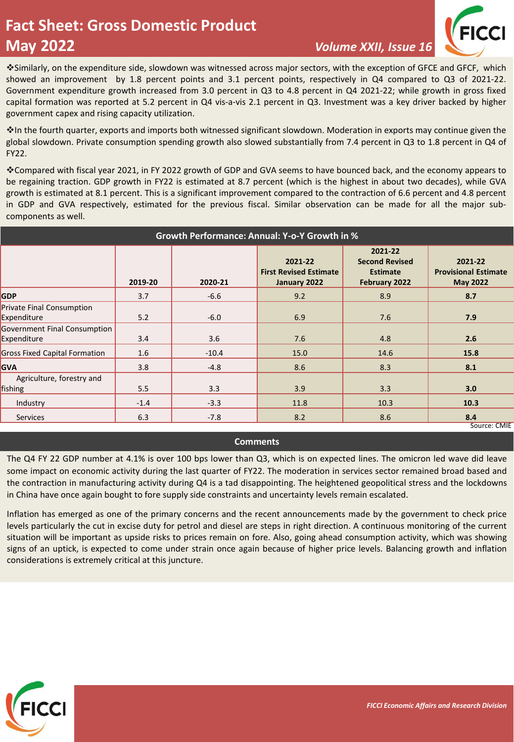❖Similarly, on the expenditure side, slowdown was witnessed across major sectors, with the exception of GFCE and GFCF, which showed an improvement by 1.8 percent points and 3.1 percent points, respectively in Q4 compared to Q3 of 2021-22. Government expenditure growth increased from 3.0 percent in Q3 to 4.8 percent in Q4 2021-22; while growth in gross fixed capital formation was reported at 5.2 percent in Q4 vis-a-vis 2.1 percent in Q3. Investment was a key driver backed by higher government capex and rising capacity utilization.

❖In the fourth quarter, exports and imports both witnessed significant slowdown. Moderation in exports may continue given the global slowdown. Private consumption spending growth also slowed substantially from 7.4 percent in Q3 to 1.8 percent in Q4 of FY22.

❖Compared with fiscal year 2021, in FY 2022 growth of GDP and GVA seems to have bounced back, and the economy appears to be regaining traction. GDP growth in FY22 is estimated at 8.7 percent (which is the highest in about two decades), while GVA growth is estimated at 8.1 percent. This is a significant improvement compared to the contraction of 6.6 percent and 4.8 percent in GDP and GVA respectively, estimated for the previous fiscal. Similar observation can be made for all the major sub-components as well.

**Growth Performance: Annual: Y-o-Y Growth in %**

| | 2019-20 | 2020-21 | 2021-22 First Revised Estimate January 2022 | 2021-22 Second Revised Estimate February 2022 | 2021-22 Provisional Estimate May 2022 |
|---|---|---|---|---|---|
| **GDP** | 3.7 | -6.6 | 9.2 | 8.9 | **8.7** |
| Private Final Consumption Expenditure | 5.2 | -6.0 | 6.9 | 7.6 | **7.9** |
| Government Final Consumption Expenditure | 3.4 | 3.6 | 7.6 | 4.8 | **2.6** |
| Gross Fixed Capital Formation | 1.6 | -10.4 | 15.0 | 14.6 | **15.8** |
| **GVA** | 3.8 | -4.8 | 8.6 | 8.3 | **8.1** |
| Agriculture, forestry and fishing | 5.5 | 3.3 | 3.9 | 3.3 | **3.0** |
| Industry | -1.4 | -3.3 | 11.8 | 10.3 | **10.3** |
| Services | 6.3 | -7.8 | 8.2 | 8.6 | **8.4** |

Source: CMIE

## Comments

The Q4 FY 22 GDP number at 4.1% is over 100 bps lower than Q3, which is on expected lines. The omicron led wave did leave some impact on economic activity during the last quarter of FY22. The moderation in services sector remained broad based and the contraction in manufacturing activity during Q4 is a tad disappointing. The heightened geopolitical stress and the lockdowns in China have once again bought to fore supply side constraints and uncertainty levels remain escalated.

Inflation has emerged as one of the primary concerns and the recent announcements made by the government to check price levels particularly the cut in excise duty for petrol and diesel are steps in right direction. A continuous monitoring of the current situation will be important as upside risks to prices remain on fore. Also, going ahead consumption activity, which was showing signs of an uptick, is expected to come under strain once again because of higher price levels. Balancing growth and inflation considerations is extremely critical at this juncture.

*FICCI Economic Affairs and Research Division*